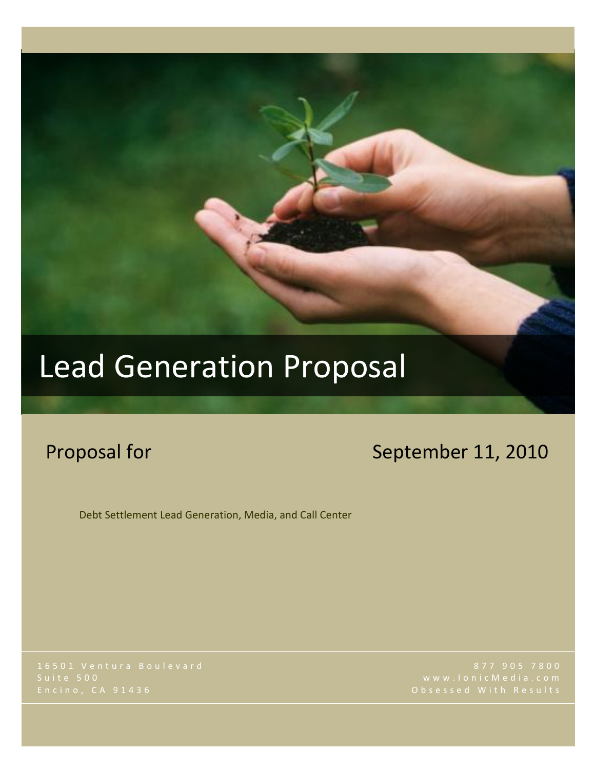# Lead Generation Proposal

Proposal for

September 11, 2010

Debt Settlement Lead Generation, Media, and Call Center

16501 Ventura Boulevard
Suite 500
Encino, CA 91436

877 905 7800
www.IonicMedia.com
Obsessed With Results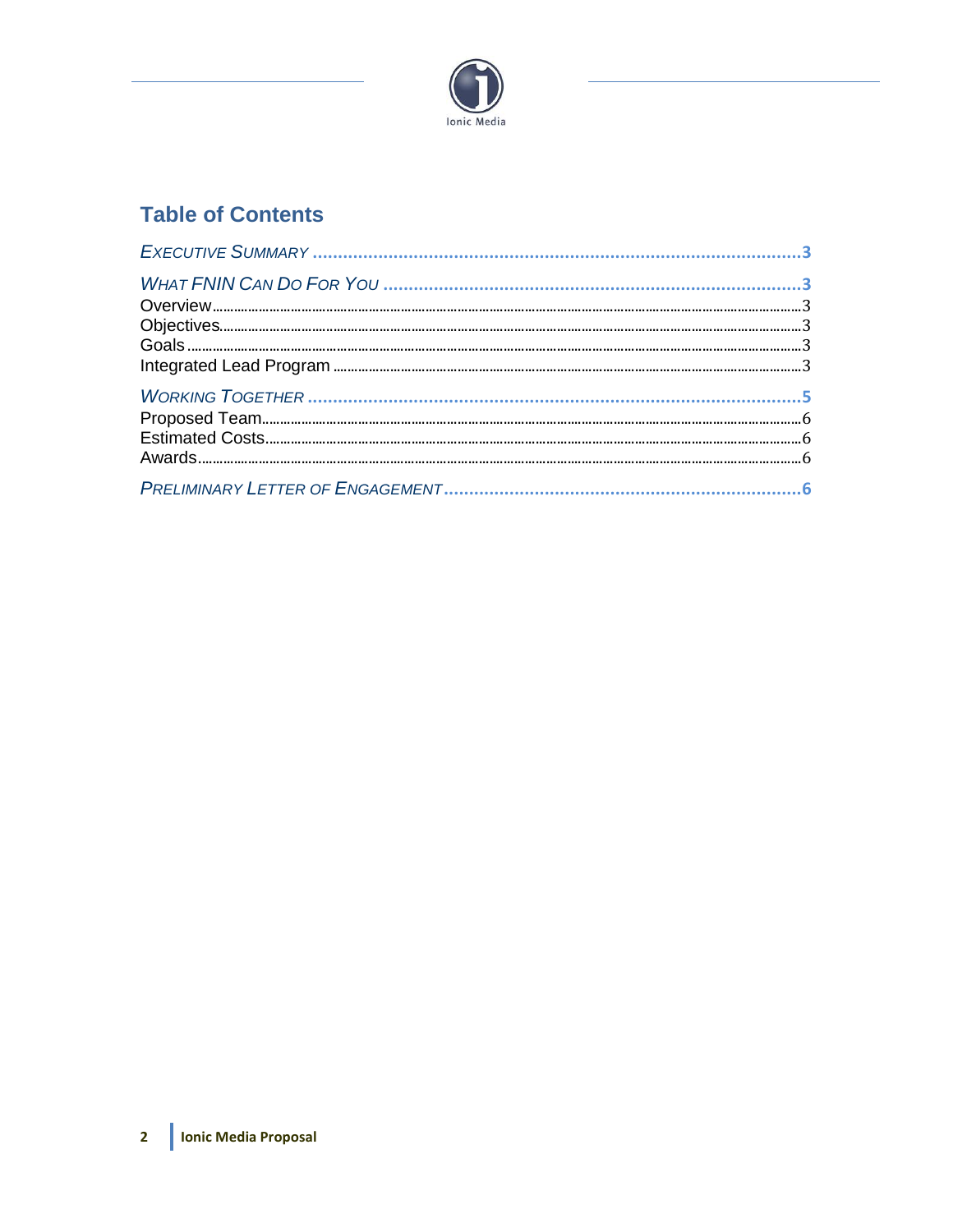## Table of Contents

*EXECUTIVE SUMMARY* ..... 3

*WHAT FNIN CAN DO FOR YOU* ..... 3

- Overview ..... 3
- Objectives ..... 3
- Goals ..... 3
- Integrated Lead Program ..... 3

*WORKING TOGETHER* ..... 5

- Proposed Team ..... 6
- Estimated Costs ..... 6
- Awards ..... 6

*PRELIMINARY LETTER OF ENGAGEMENT* ..... 6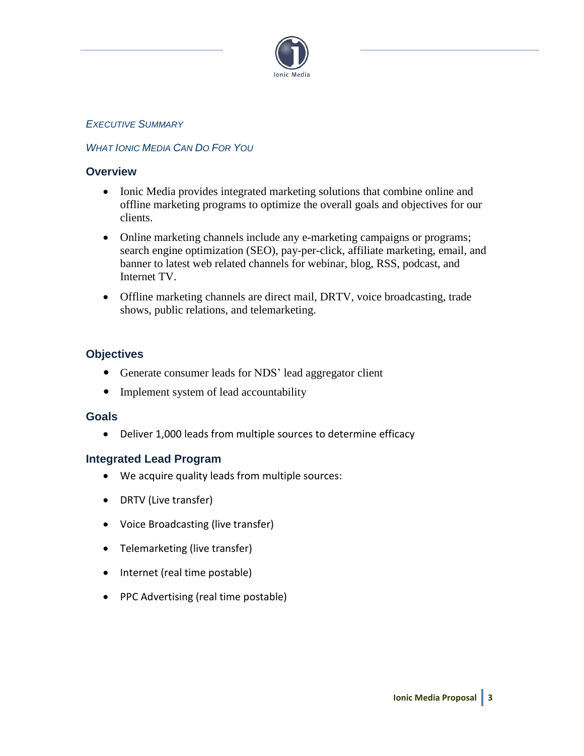*EXECUTIVE SUMMARY*

*WHAT IONIC MEDIA CAN DO FOR YOU*

## Overview

- Ionic Media provides integrated marketing solutions that combine online and offline marketing programs to optimize the overall goals and objectives for our clients.
- Online marketing channels include any e-marketing campaigns or programs; search engine optimization (SEO), pay-per-click, affiliate marketing, email, and banner to latest web related channels for webinar, blog, RSS, podcast, and Internet TV.
- Offline marketing channels are direct mail, DRTV, voice broadcasting, trade shows, public relations, and telemarketing.

## Objectives

- Generate consumer leads for NDS' lead aggregator client
- Implement system of lead accountability

## Goals

- Deliver 1,000 leads from multiple sources to determine efficacy

## Integrated Lead Program

- We acquire quality leads from multiple sources:
- DRTV (Live transfer)
- Voice Broadcasting (live transfer)
- Telemarketing (live transfer)
- Internet (real time postable)
- PPC Advertising (real time postable)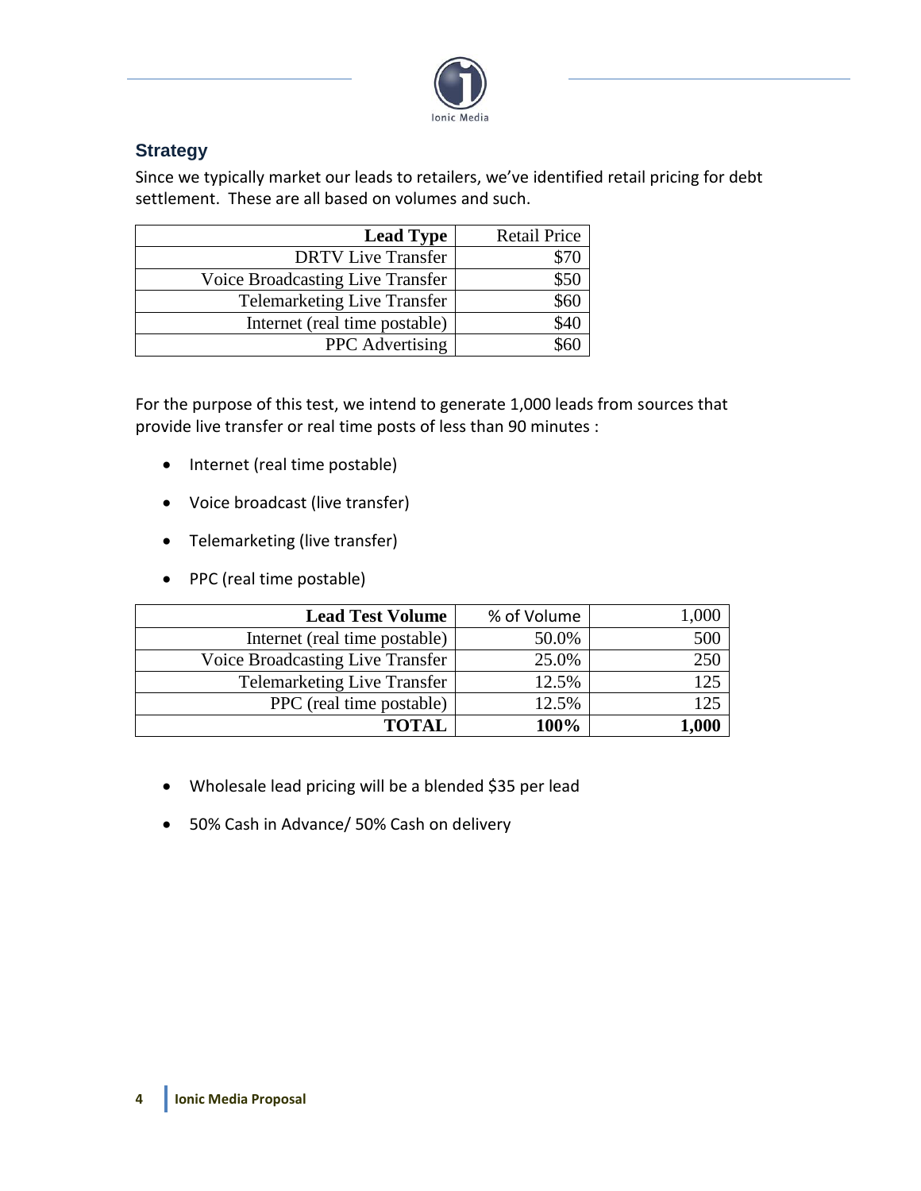## Strategy

Since we typically market our leads to retailers, we've identified retail pricing for debt settlement. These are all based on volumes and such.

| Lead Type | Retail Price |
|---:|---:|
| DRTV Live Transfer | $70 |
| Voice Broadcasting Live Transfer | $50 |
| Telemarketing Live Transfer | $60 |
| Internet (real time postable) | $40 |
| PPC Advertising | $60 |

For the purpose of this test, we intend to generate 1,000 leads from sources that provide live transfer or real time posts of less than 90 minutes :

- Internet (real time postable)
- Voice broadcast (live transfer)
- Telemarketing (live transfer)
- PPC (real time postable)

| Lead Test Volume | % of Volume | 1,000 |
|---:|---:|---:|
| Internet (real time postable) | 50.0% | 500 |
| Voice Broadcasting Live Transfer | 25.0% | 250 |
| Telemarketing Live Transfer | 12.5% | 125 |
| PPC (real time postable) | 12.5% | 125 |
| **TOTAL** | **100%** | **1,000** |

- Wholesale lead pricing will be a blended $35 per lead
- 50% Cash in Advance/ 50% Cash on delivery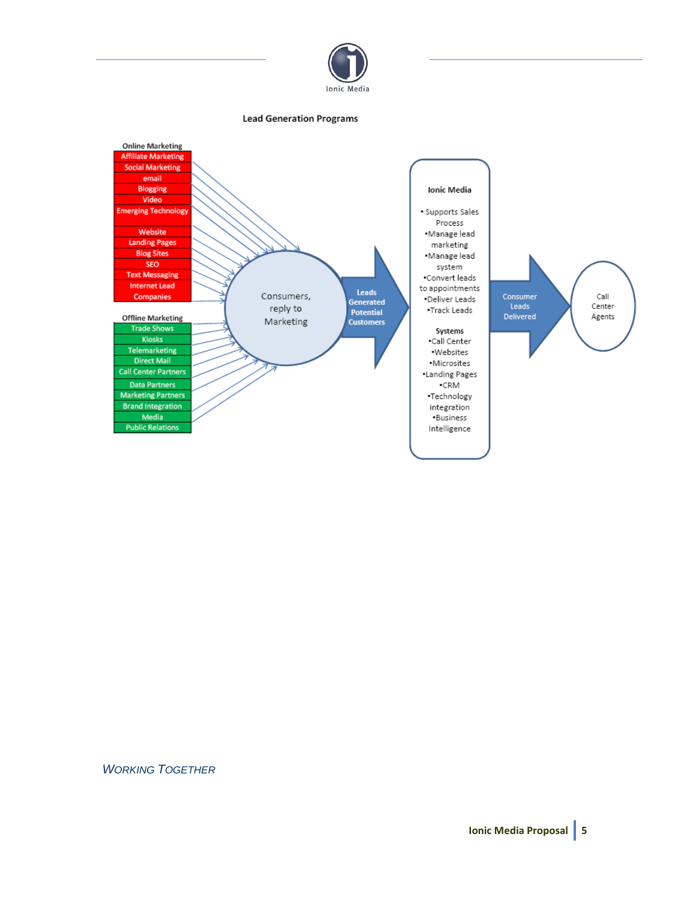### Lead Generation Programs

**Online Marketing**

- Affiliate Marketing
- Social Marketing
- email
- Blogging
- Video
- Emerging Technology
- Website
- Landing Pages
- Blog Sites
- SEO
- Text Messaging
- Internet Lead Companies

**Offline Marketing**

- Trade Shows
- Kiosks
- Telemarketing
- Direct Mail
- Call Center Partners
- Data Partners
- Marketing Partners
- Brand Integration
- Media
- Public Relations

Consumers, reply to Marketing

**Leads Generated Potential Customers**

**Ionic Media**

- Supports Sales Process
- Manage lead marketing
- Manage lead system
- Convert leads to appointments
- Deliver Leads
- Track Leads

**Systems**

- Call Center
- Websites
- Microsites
- Landing Pages
- CRM
- Technology integration
- Business Intelligence

Consumer Leads Delivered

Call Center Agents

## *WORKING TOGETHER*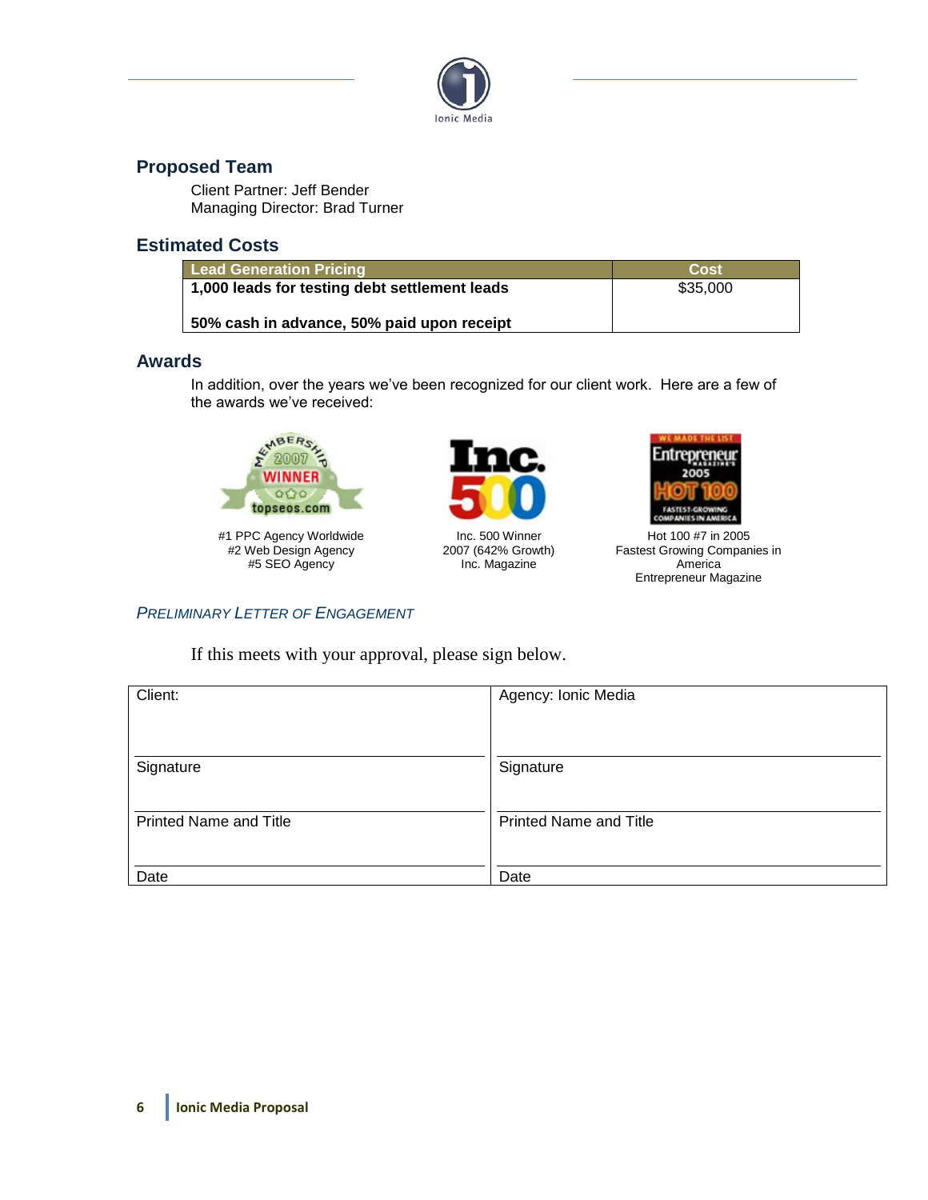## Proposed Team

Client Partner: Jeff Bender
Managing Director: Brad Turner

## Estimated Costs

| Lead Generation Pricing | Cost |
|---|---|
| **1,000 leads for testing debt settlement leads**<br><br>**50% cash in advance, 50% paid upon receipt** | $35,000 |

## Awards

In addition, over the years we've been recognized for our client work. Here are a few of the awards we've received:

#1 PPC Agency Worldwide
#2 Web Design Agency
#5 SEO Agency

Inc. 500 Winner
2007 (642% Growth)
Inc. Magazine

Hot 100 #7 in 2005
Fastest Growing Companies in America
Entrepreneur Magazine

*PRELIMINARY LETTER OF ENGAGEMENT*

If this meets with your approval, please sign below.

| Client: | Agency: Ionic Media |
|---|---|
| Signature | Signature |
| Printed Name and Title | Printed Name and Title |
| Date | Date |